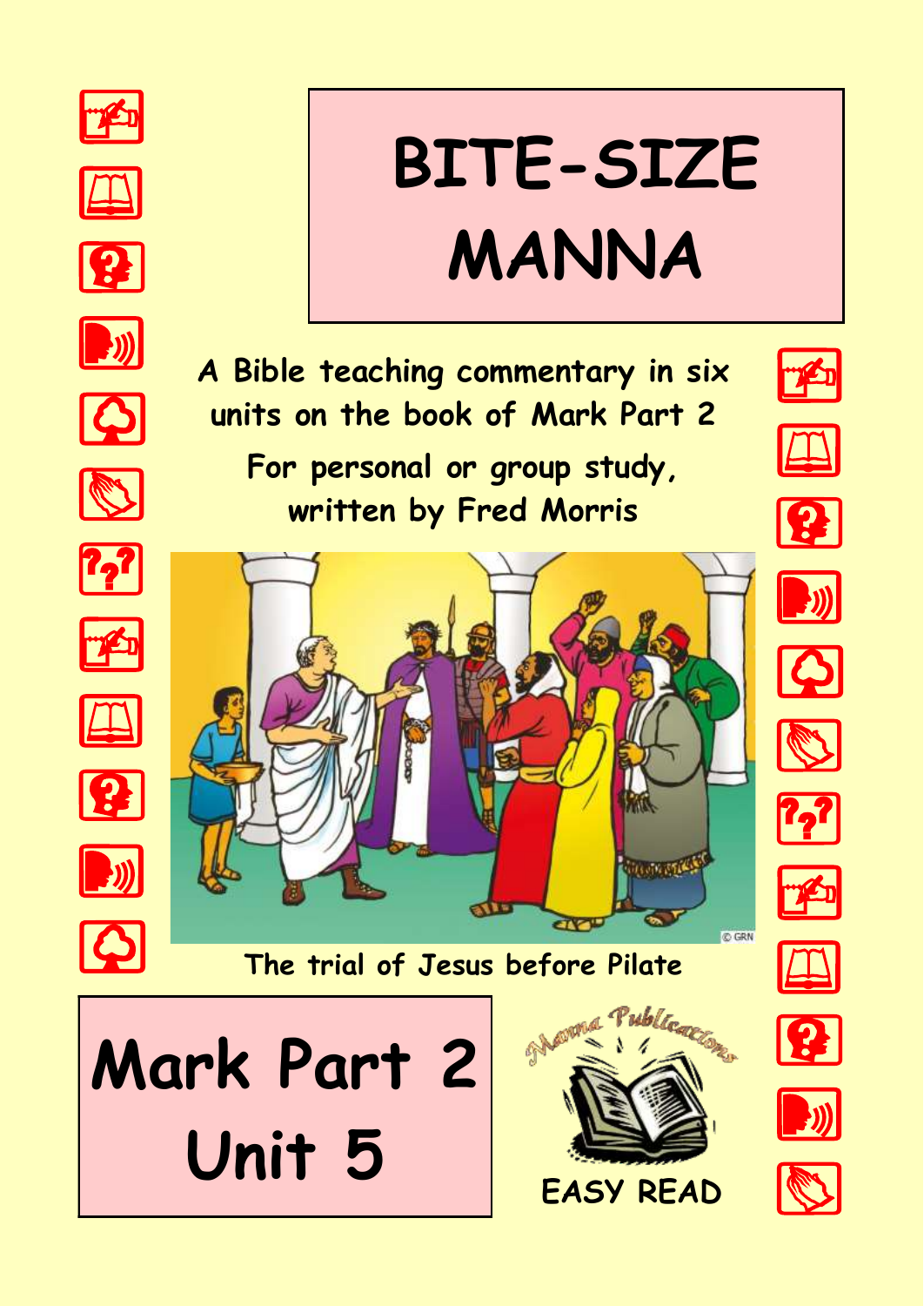# BITE-SIZE MANNA

A Bible teaching commentary in six units on the book of Mark Part 2

For personal or group study, written by Fred Morris

The trial of Jesus before Pilate

## Mark Part 2 Unit 5

Manna Publications

EASY READ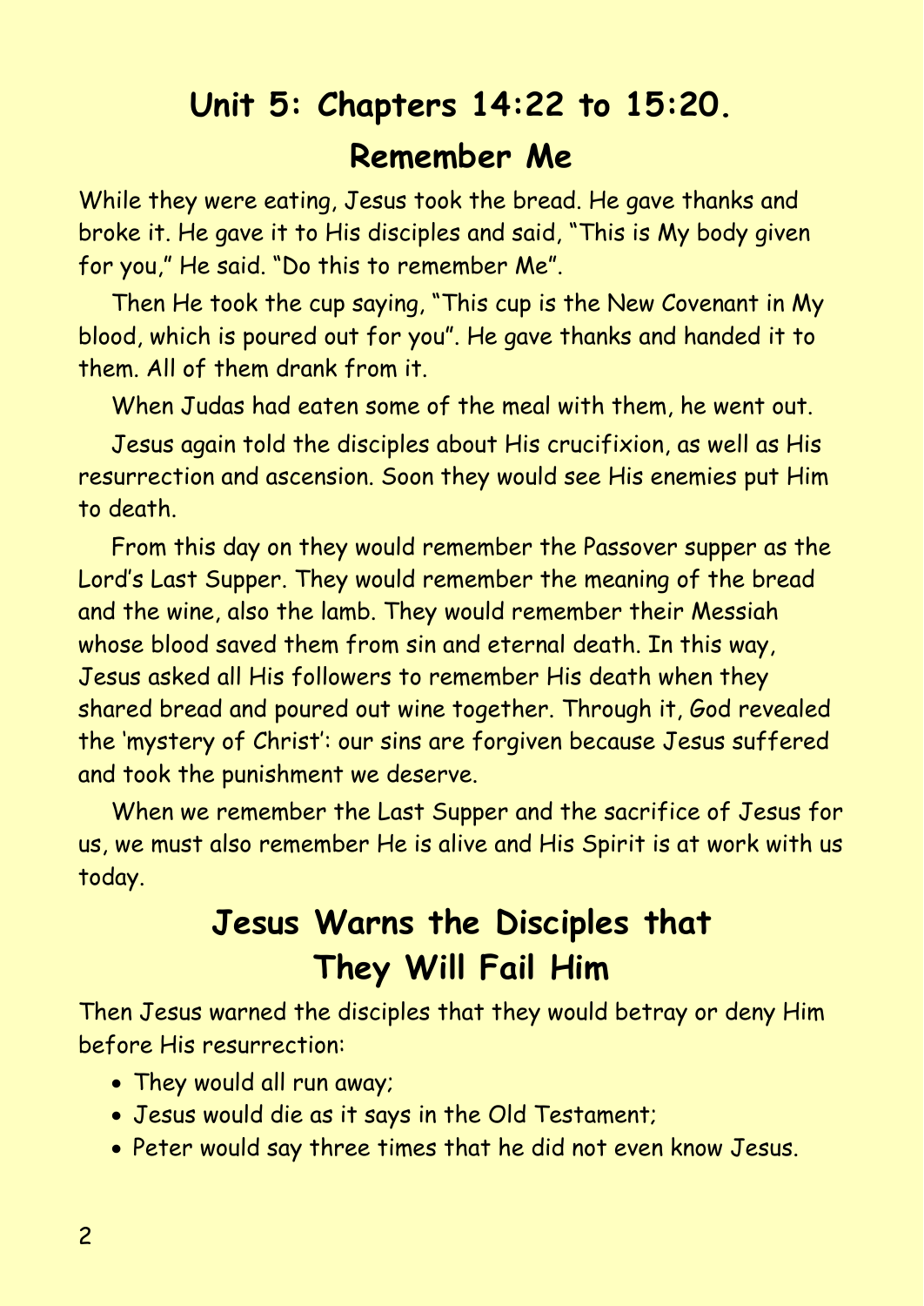# Unit 5: Chapters 14:22 to 15:20.

## Remember Me

While they were eating, Jesus took the bread. He gave thanks and broke it. He gave it to His disciples and said, "This is My body given for you," He said. "Do this to remember Me".

Then He took the cup saying, "This cup is the New Covenant in My blood, which is poured out for you". He gave thanks and handed it to them. All of them drank from it.

When Judas had eaten some of the meal with them, he went out.

Jesus again told the disciples about His crucifixion, as well as His resurrection and ascension. Soon they would see His enemies put Him to death.

From this day on they would remember the Passover supper as the Lord's Last Supper. They would remember the meaning of the bread and the wine, also the lamb. They would remember their Messiah whose blood saved them from sin and eternal death. In this way, Jesus asked all His followers to remember His death when they shared bread and poured out wine together. Through it, God revealed the 'mystery of Christ': our sins are forgiven because Jesus suffered and took the punishment we deserve.

When we remember the Last Supper and the sacrifice of Jesus for us, we must also remember He is alive and His Spirit is at work with us today.

## Jesus Warns the Disciples that They Will Fail Him

Then Jesus warned the disciples that they would betray or deny Him before His resurrection:

- They would all run away;
- Jesus would die as it says in the Old Testament;
- Peter would say three times that he did not even know Jesus.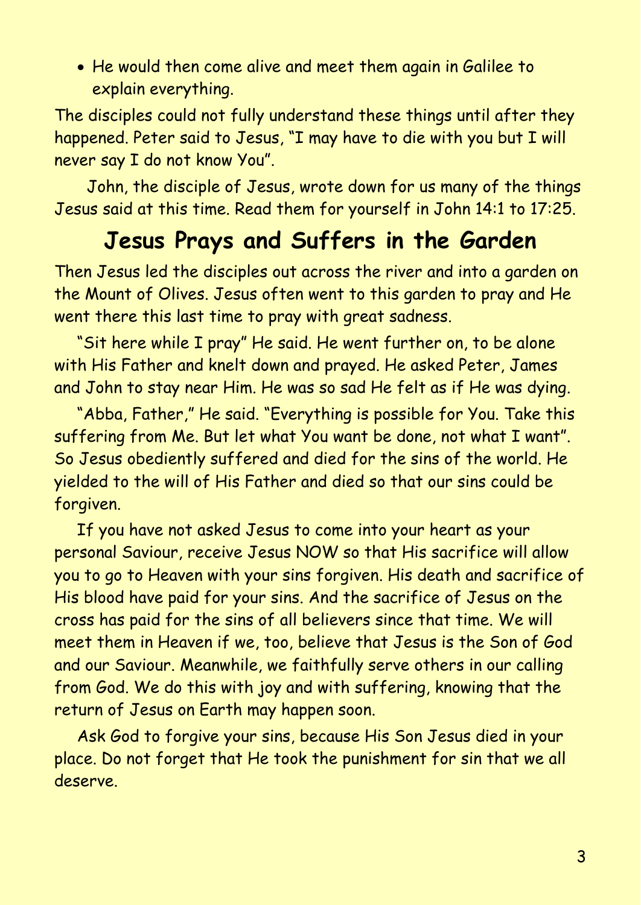- He would then come alive and meet them again in Galilee to explain everything.

The disciples could not fully understand these things until after they happened. Peter said to Jesus, "I may have to die with you but I will never say I do not know You".

John, the disciple of Jesus, wrote down for us many of the things Jesus said at this time. Read them for yourself in John 14:1 to 17:25.

## Jesus Prays and Suffers in the Garden

Then Jesus led the disciples out across the river and into a garden on the Mount of Olives. Jesus often went to this garden to pray and He went there this last time to pray with great sadness.

"Sit here while I pray" He said. He went further on, to be alone with His Father and knelt down and prayed. He asked Peter, James and John to stay near Him. He was so sad He felt as if He was dying.

"Abba, Father," He said. "Everything is possible for You. Take this suffering from Me. But let what You want be done, not what I want". So Jesus obediently suffered and died for the sins of the world. He yielded to the will of His Father and died so that our sins could be forgiven.

If you have not asked Jesus to come into your heart as your personal Saviour, receive Jesus NOW so that His sacrifice will allow you to go to Heaven with your sins forgiven. His death and sacrifice of His blood have paid for your sins. And the sacrifice of Jesus on the cross has paid for the sins of all believers since that time. We will meet them in Heaven if we, too, believe that Jesus is the Son of God and our Saviour. Meanwhile, we faithfully serve others in our calling from God. We do this with joy and with suffering, knowing that the return of Jesus on Earth may happen soon.

Ask God to forgive your sins, because His Son Jesus died in your place. Do not forget that He took the punishment for sin that we all deserve.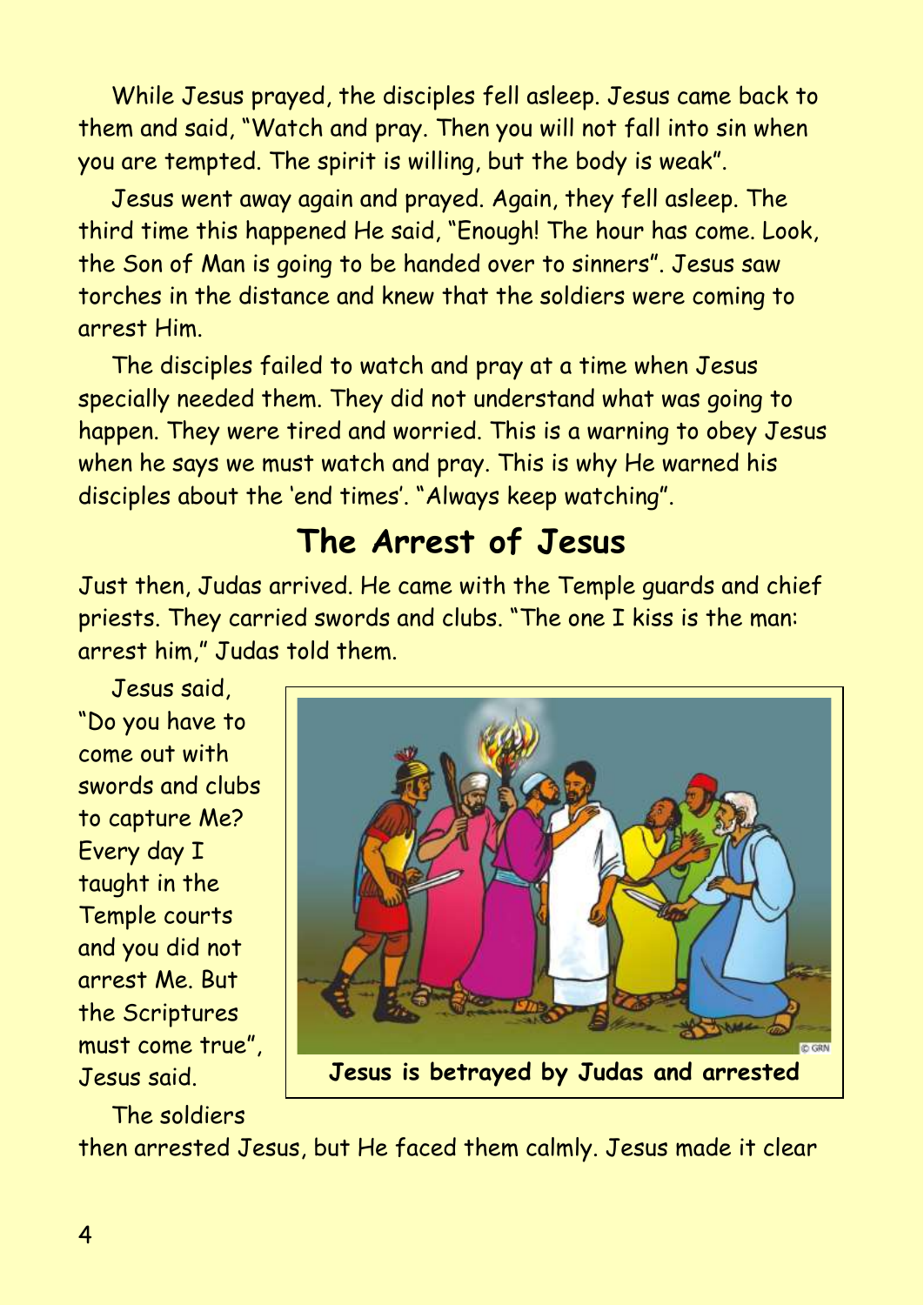While Jesus prayed, the disciples fell asleep. Jesus came back to them and said, "Watch and pray. Then you will not fall into sin when you are tempted. The spirit is willing, but the body is weak".

Jesus went away again and prayed. Again, they fell asleep. The third time this happened He said, "Enough! The hour has come. Look, the Son of Man is going to be handed over to sinners". Jesus saw torches in the distance and knew that the soldiers were coming to arrest Him.

The disciples failed to watch and pray at a time when Jesus specially needed them. They did not understand what was going to happen. They were tired and worried. This is a warning to obey Jesus when he says we must watch and pray. This is why He warned his disciples about the 'end times'. "Always keep watching".

## The Arrest of Jesus

Just then, Judas arrived. He came with the Temple guards and chief priests. They carried swords and clubs. "The one I kiss is the man: arrest him," Judas told them.

Jesus said, "Do you have to come out with swords and clubs to capture Me? Every day I taught in the Temple courts and you did not arrest Me. But the Scriptures must come true", Jesus said.

**Jesus is betrayed by Judas and arrested**

The soldiers then arrested Jesus, but He faced them calmly. Jesus made it clear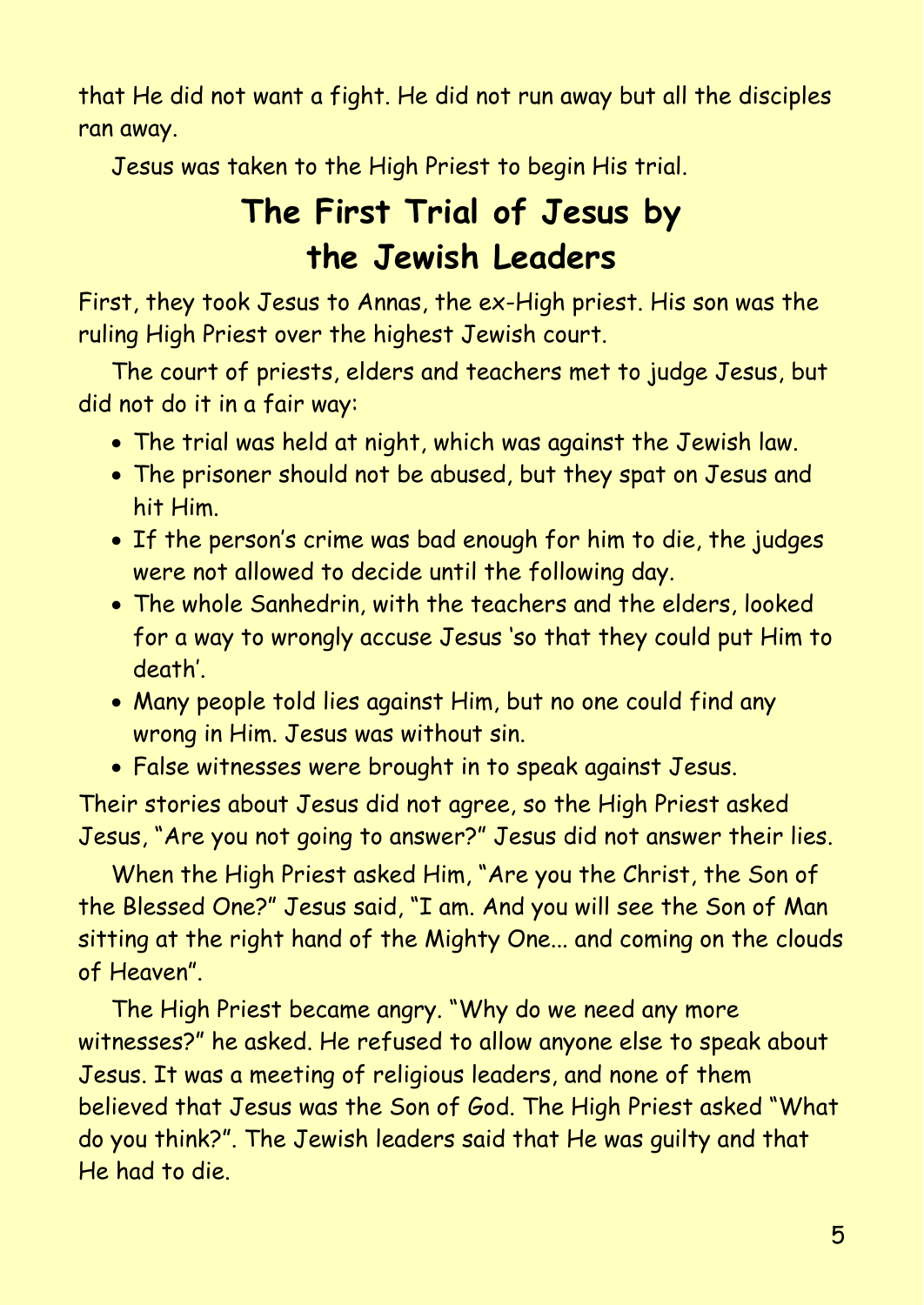that He did not want a fight. He did not run away but all the disciples ran away.

Jesus was taken to the High Priest to begin His trial.

## The First Trial of Jesus by the Jewish Leaders

First, they took Jesus to Annas, the ex-High priest. His son was the ruling High Priest over the highest Jewish court.

The court of priests, elders and teachers met to judge Jesus, but did not do it in a fair way:

- The trial was held at night, which was against the Jewish law.
- The prisoner should not be abused, but they spat on Jesus and hit Him.
- If the person's crime was bad enough for him to die, the judges were not allowed to decide until the following day.
- The whole Sanhedrin, with the teachers and the elders, looked for a way to wrongly accuse Jesus 'so that they could put Him to death'.
- Many people told lies against Him, but no one could find any wrong in Him. Jesus was without sin.
- False witnesses were brought in to speak against Jesus.

Their stories about Jesus did not agree, so the High Priest asked Jesus, "Are you not going to answer?" Jesus did not answer their lies.

When the High Priest asked Him, "Are you the Christ, the Son of the Blessed One?" Jesus said, "I am. And you will see the Son of Man sitting at the right hand of the Mighty One... and coming on the clouds of Heaven".

The High Priest became angry. "Why do we need any more witnesses?" he asked. He refused to allow anyone else to speak about Jesus. It was a meeting of religious leaders, and none of them believed that Jesus was the Son of God. The High Priest asked "What do you think?". The Jewish leaders said that He was guilty and that He had to die.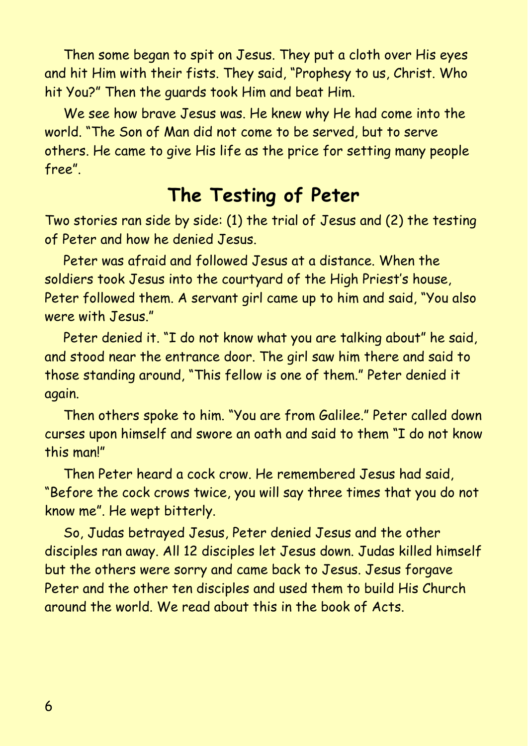Then some began to spit on Jesus. They put a cloth over His eyes and hit Him with their fists. They said, "Prophesy to us, Christ. Who hit You?" Then the guards took Him and beat Him.

We see how brave Jesus was. He knew why He had come into the world. "The Son of Man did not come to be served, but to serve others. He came to give His life as the price for setting many people free".

## The Testing of Peter

Two stories ran side by side: (1) the trial of Jesus and (2) the testing of Peter and how he denied Jesus.

Peter was afraid and followed Jesus at a distance. When the soldiers took Jesus into the courtyard of the High Priest's house, Peter followed them. A servant girl came up to him and said, "You also were with Jesus."

Peter denied it. "I do not know what you are talking about" he said, and stood near the entrance door. The girl saw him there and said to those standing around, "This fellow is one of them." Peter denied it again.

Then others spoke to him. "You are from Galilee." Peter called down curses upon himself and swore an oath and said to them "I do not know this man!"

Then Peter heard a cock crow. He remembered Jesus had said, "Before the cock crows twice, you will say three times that you do not know me". He wept bitterly.

So, Judas betrayed Jesus, Peter denied Jesus and the other disciples ran away. All 12 disciples let Jesus down. Judas killed himself but the others were sorry and came back to Jesus. Jesus forgave Peter and the other ten disciples and used them to build His Church around the world. We read about this in the book of Acts.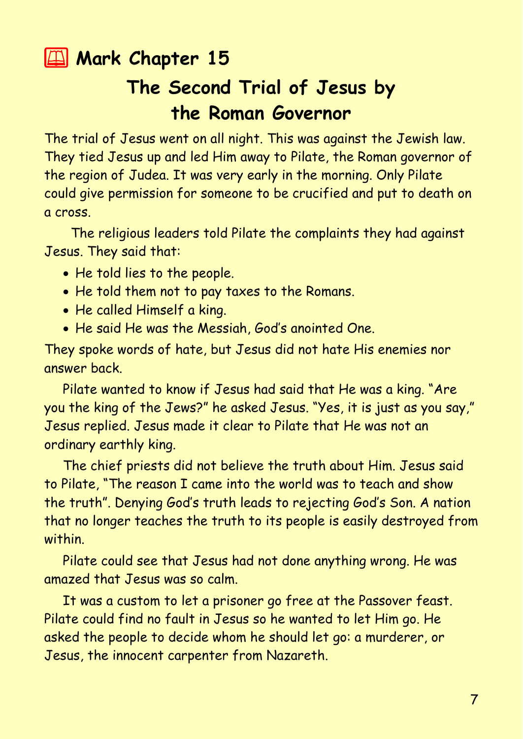# 📖 Mark Chapter 15

## The Second Trial of Jesus by the Roman Governor

The trial of Jesus went on all night. This was against the Jewish law. They tied Jesus up and led Him away to Pilate, the Roman governor of the region of Judea. It was very early in the morning. Only Pilate could give permission for someone to be crucified and put to death on a cross.

The religious leaders told Pilate the complaints they had against Jesus. They said that:

- He told lies to the people.
- He told them not to pay taxes to the Romans.
- He called Himself a king.
- He said He was the Messiah, God's anointed One.

They spoke words of hate, but Jesus did not hate His enemies nor answer back.

Pilate wanted to know if Jesus had said that He was a king. "Are you the king of the Jews?" he asked Jesus. "Yes, it is just as you say," Jesus replied. Jesus made it clear to Pilate that He was not an ordinary earthly king.

The chief priests did not believe the truth about Him. Jesus said to Pilate, "The reason I came into the world was to teach and show the truth". Denying God's truth leads to rejecting God's Son. A nation that no longer teaches the truth to its people is easily destroyed from within.

Pilate could see that Jesus had not done anything wrong. He was amazed that Jesus was so calm.

It was a custom to let a prisoner go free at the Passover feast. Pilate could find no fault in Jesus so he wanted to let Him go. He asked the people to decide whom he should let go: a murderer, or Jesus, the innocent carpenter from Nazareth.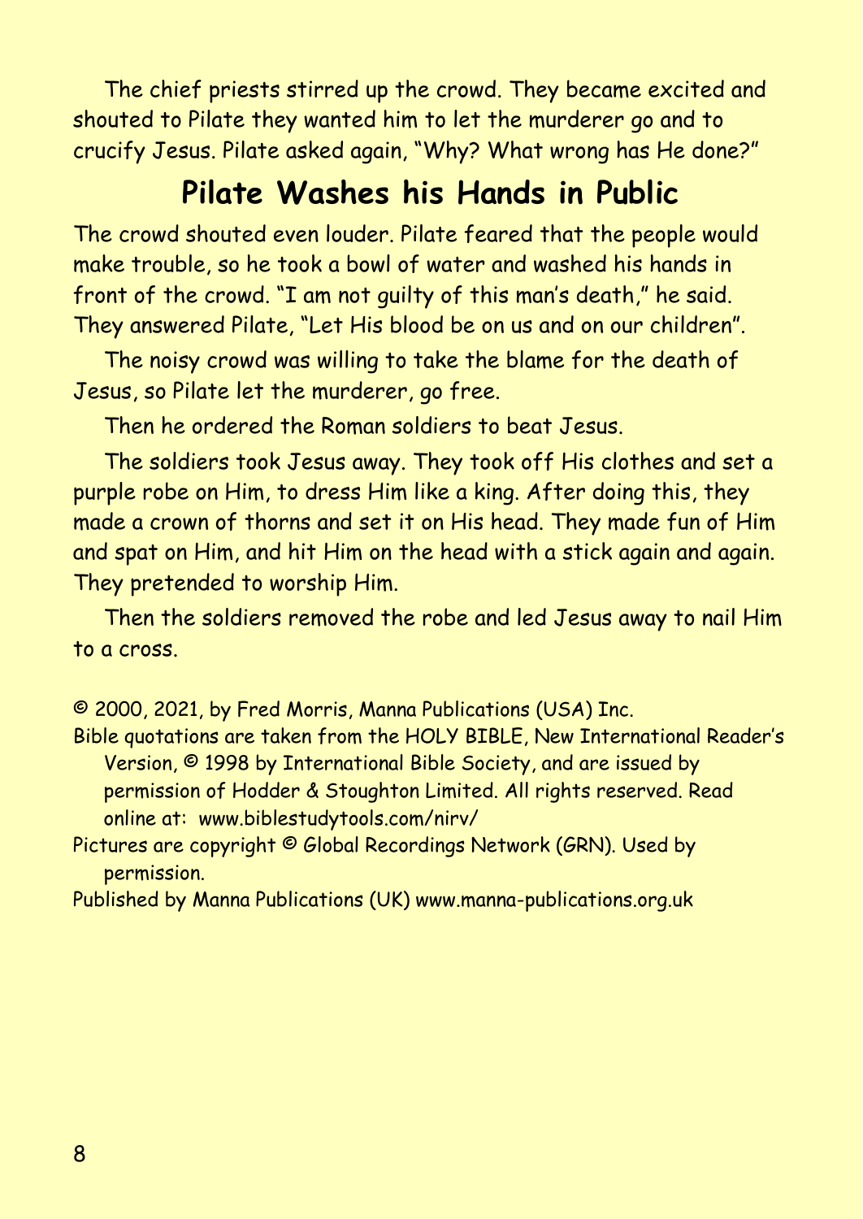The chief priests stirred up the crowd. They became excited and shouted to Pilate they wanted him to let the murderer go and to crucify Jesus. Pilate asked again, "Why? What wrong has He done?"

## Pilate Washes his Hands in Public

The crowd shouted even louder. Pilate feared that the people would make trouble, so he took a bowl of water and washed his hands in front of the crowd. "I am not guilty of this man's death," he said. They answered Pilate, "Let His blood be on us and on our children".

The noisy crowd was willing to take the blame for the death of Jesus, so Pilate let the murderer, go free.

Then he ordered the Roman soldiers to beat Jesus.

The soldiers took Jesus away. They took off His clothes and set a purple robe on Him, to dress Him like a king. After doing this, they made a crown of thorns and set it on His head. They made fun of Him and spat on Him, and hit Him on the head with a stick again and again. They pretended to worship Him.

Then the soldiers removed the robe and led Jesus away to nail Him to a cross.

© 2000, 2021, by Fred Morris, Manna Publications (USA) Inc.

Bible quotations are taken from the HOLY BIBLE, New International Reader's Version, © 1998 by International Bible Society, and are issued by permission of Hodder & Stoughton Limited. All rights reserved. Read online at: www.biblestudytools.com/nirv/

Pictures are copyright © Global Recordings Network (GRN). Used by permission.

Published by Manna Publications (UK) www.manna-publications.org.uk